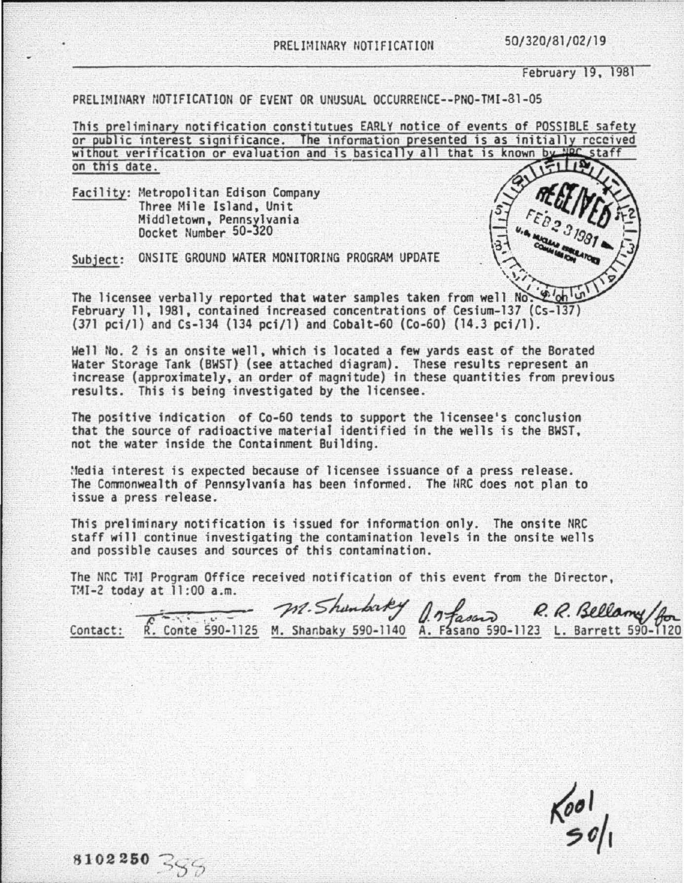PRELIMINARY NOTIFICATION 50/320/81/02/19

February 19, 1981

PRELIMINARY NOTIFICATION OF EVENT OR UNUSUAL OCCURRENCE--PNO-TMI-81-05

This preliminary notification constitutues EARLY notice of events of POSSIBLE safety or public interest significance. The information presented is as initially received without verification or evaluation and is basically all that is known by NRC staff on this date.

Facility: Metropolitan Edison Company
Three Mile Island, Unit
Middletown, Pennsylvania
Docket Number 50-320

Subject: ONSITE GROUND WATER MONITORING PROGRAM UPDATE

The licensee verbally reported that water samples taken from well No. 2 on February 11, 1981, contained increased concentrations of Cesium-137 (Cs-137) (371 pci/l) and Cs-134 (134 pci/l) and Cobalt-60 (Co-60) (14.3 pci/l).

Well No. 2 is an onsite well, which is located a few yards east of the Borated Water Storage Tank (BWST) (see attached diagram). These results represent an increase (approximately, an order of magnitude) in these quantities from previous results. This is being investigated by the licensee.

The positive indication of Co-60 tends to support the licensee's conclusion that the source of radioactive material identified in the wells is the BWST, not the water inside the Containment Building.

Media interest is expected because of licensee issuance of a press release. The Commonwealth of Pennsylvania has been informed. The NRC does not plan to issue a press release.

This preliminary notification is issued for information only. The onsite NRC staff will continue investigating the contamination levels in the onsite wells and possible causes and sources of this contamination.

The NRC TMI Program Office received notification of this event from the Director, TMI-2 today at 11:00 a.m.

Contact: R. Conte 590-1125 M. Shanbaky 590-1140 A. Fasano 590-1123 L. Barrett 590-1120

8102250 355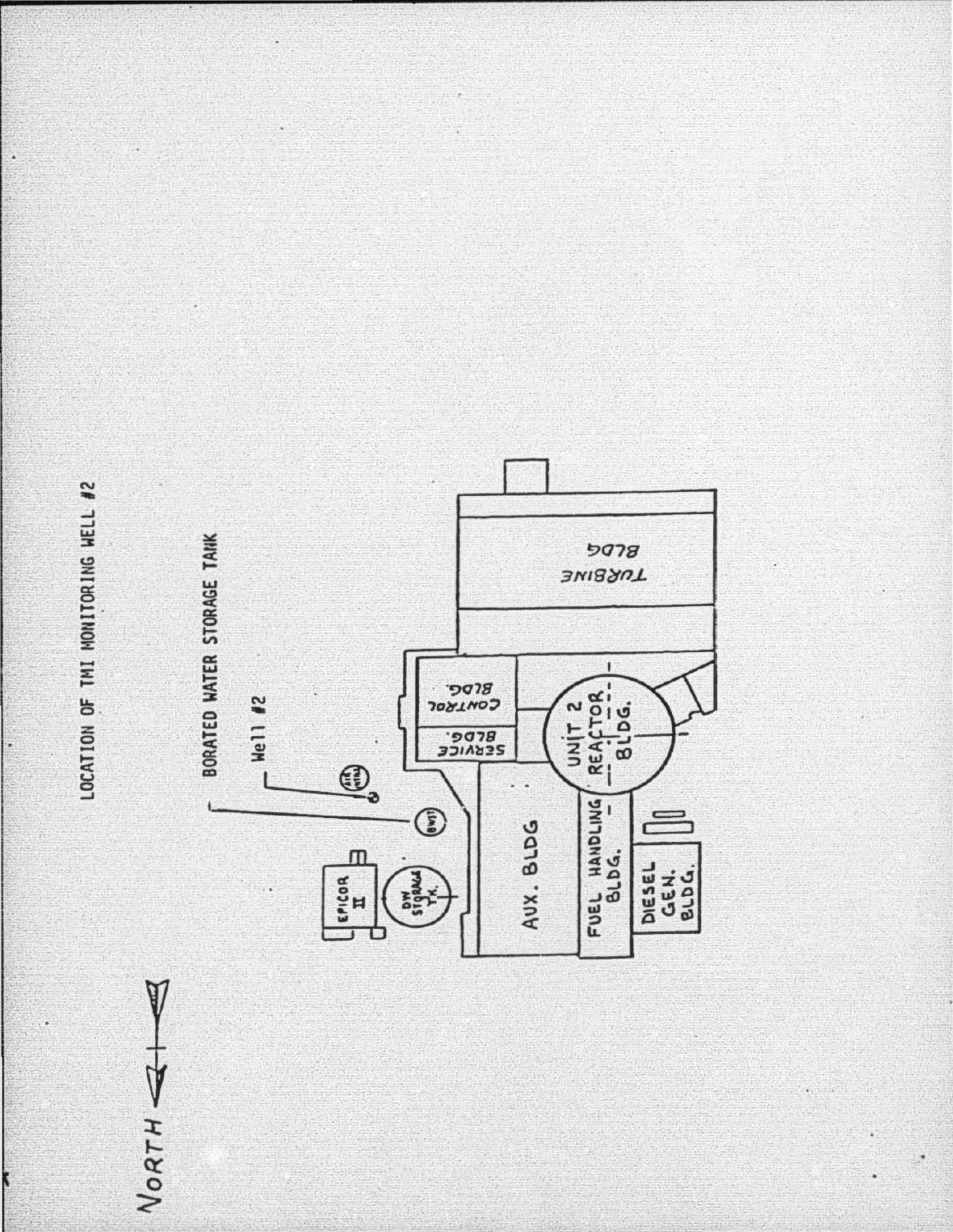LOCATION OF TMI MONITORING WELL #2

BORATED WATER STORAGE TANK

Well #2

NORTH

EPICOR II

DW STORAGE TK.

BWST

AUX. BLDG

SERVICE BLDG.

CONTROL BLDG.

TURBINE BLDG

UNIT 2 REACTOR BLDG.

FUEL HANDLING BLDG.

DIESEL GEN. BLDG.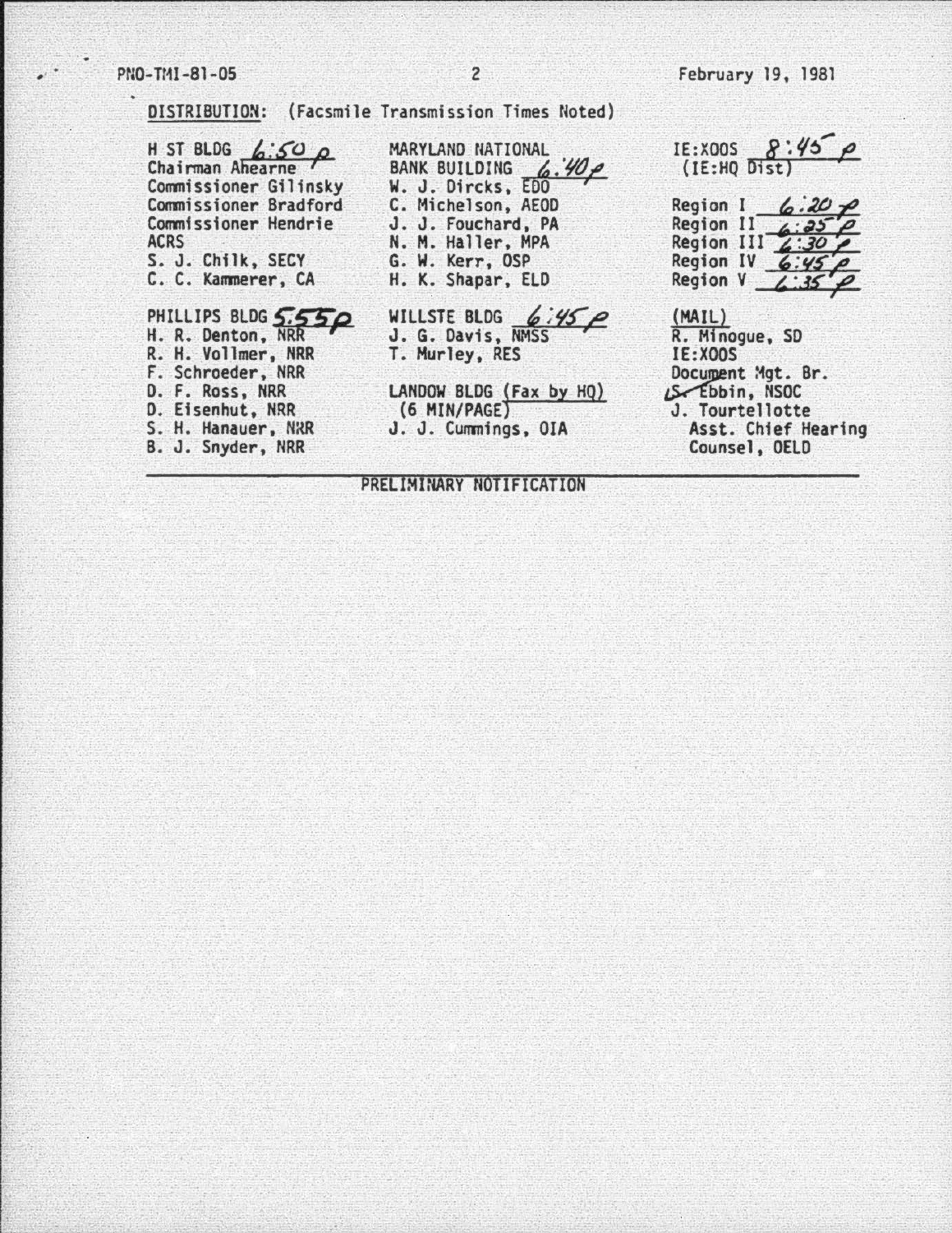PNO-TMI-81-05 February 19, 1981

**DISTRIBUTION:** (Facsmile Transmission Times Noted)

H ST BLDG 6:50 p
Chairman Ahearne
Commissioner Gilinsky
Commissioner Bradford
Commissioner Hendrie
ACRS
S. J. Chilk, SECY
C. C. Kammerer, CA

PHILLIPS BLDG 5:55 p
H. R. Denton, NRR
R. H. Vollmer, NRR
F. Schroeder, NRR
D. F. Ross, NRR
D. Eisenhut, NRR
S. H. Hanauer, NRR
B. J. Snyder, NRR

MARYLAND NATIONAL BANK BUILDING 6:40 p
W. J. Dircks, EDO
C. Michelson, AEOD
J. J. Fouchard, PA
N. M. Haller, MPA
G. W. Kerr, OSP
H. K. Shapar, ELD

WILLSTE BLDG 6:45 p
J. G. Davis, NMSS
T. Murley, RES

LANDOW BLDG (Fax by HQ)
(6 MIN/PAGE)
J. J. Cummings, OIA

IE:XOOS 8:45 p
(IE:HQ Dist)

Region I 6:20 p
Region II 6:25 p
Region III 6:30 p
Region IV 6:45 p
Region V 6:35 p

(MAIL)
R. Minogue, SD
IE:XOOS
Document Mgt. Br.
S. Ebbin, NSOC
J. Tourtellotte
Asst. Chief Hearing Counsel, OELD

PRELIMINARY NOTIFICATION